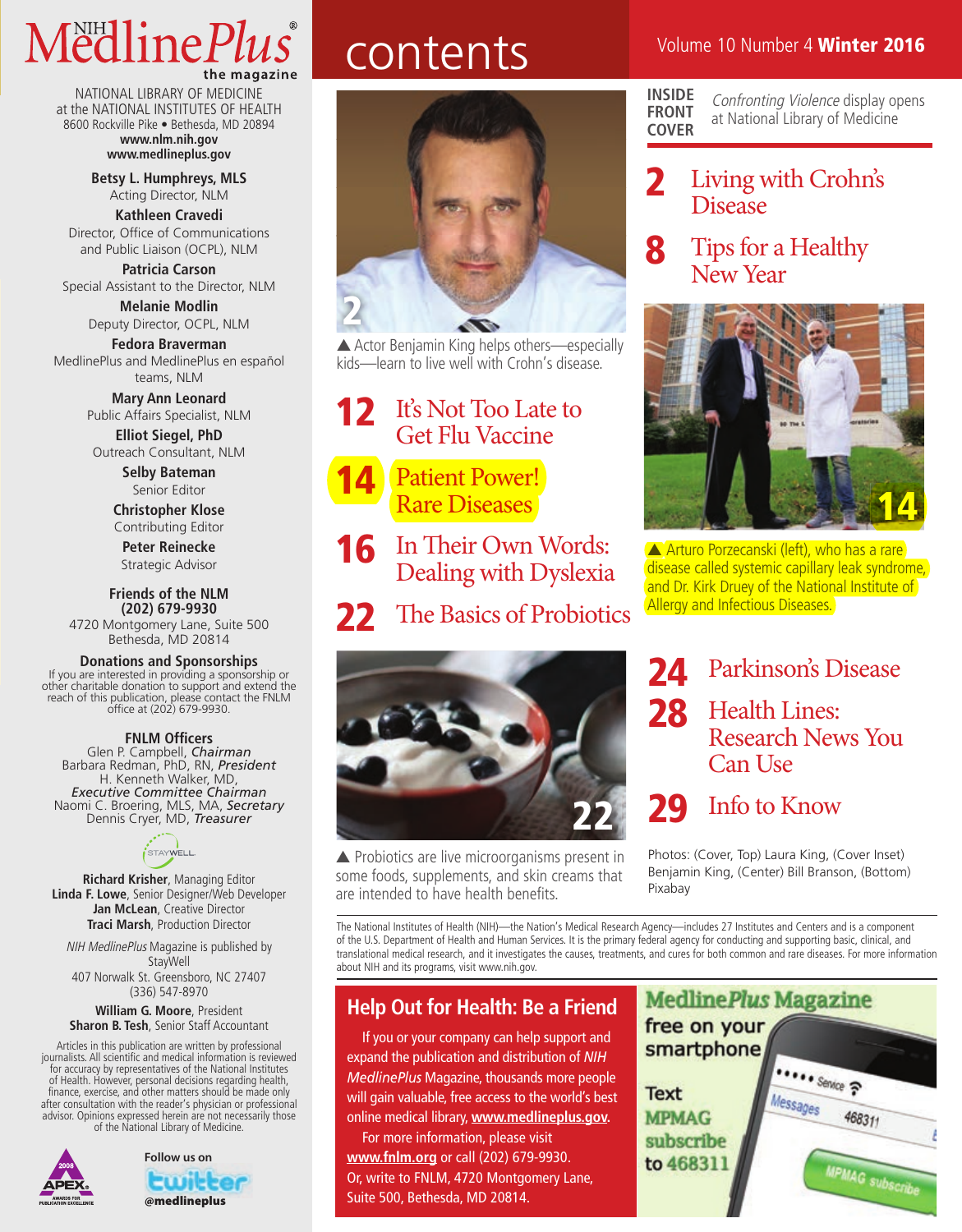# NIH MedlinePlus® the magazine

NATIONAL LIBRARY OF MEDICINE
at the NATIONAL INSTITUTES OF HEALTH
8600 Rockville Pike • Bethesda, MD 20894
**www.nlm.nih.gov**
**www.medlineplus.gov**

**Betsy L. Humphreys, MLS**
Acting Director, NLM

**Kathleen Cravedi**
Director, Office of Communications and Public Liaison (OCPL), NLM

**Patricia Carson**
Special Assistant to the Director, NLM

**Melanie Modlin**
Deputy Director, OCPL, NLM

**Fedora Braverman**
MedlinePlus and MedlinePlus en español teams, NLM

**Mary Ann Leonard**
Public Affairs Specialist, NLM

**Elliot Siegel, PhD**
Outreach Consultant, NLM

**Selby Bateman**
Senior Editor

**Christopher Klose**
Contributing Editor

**Peter Reinecke**
Strategic Advisor

**Friends of the NLM**
**(202) 679-9930**
4720 Montgomery Lane, Suite 500
Bethesda, MD 20814

**Donations and Sponsorships**
If you are interested in providing a sponsorship or other charitable donation to support and extend the reach of this publication, please contact the FNLM office at (202) 679-9930.

**FNLM Officers**
Glen P. Campbell, *Chairman*
Barbara Redman, PhD, RN, *President*
H. Kenneth Walker, MD, *Executive Committee Chairman*
Naomi C. Broering, MLS, MA, *Secretary*
Dennis Cryer, MD, *Treasurer*

STAYWELL

**Richard Krisher**, Managing Editor
**Linda F. Lowe**, Senior Designer/Web Developer
**Jan McLean**, Creative Director
**Traci Marsh**, Production Director

*NIH MedlinePlus* Magazine is published by StayWell
407 Norwalk St. Greensboro, NC 27407
(336) 547-8970

**William G. Moore**, President
**Sharon B. Tesh**, Senior Staff Accountant

Articles in this publication are written by professional journalists. All scientific and medical information is reviewed for accuracy by representatives of the National Institutes of Health. However, personal decisions regarding health, finance, exercise, and other matters should be made only after consultation with the reader's physician or professional advisor. Opinions expressed herein are not necessarily those of the National Library of Medicine.

2008 APEX AWARDS FOR PUBLICATION EXCELLENCE

Follow us on twitter @medlineplus

# contents

Volume 10 Number 4 **Winter 2016**

**INSIDE FRONT COVER** *Confronting Violence* display opens at National Library of Medicine

**2** Living with Crohn's Disease

**8** Tips for a Healthy New Year

▲ Actor Benjamin King helps others—especially kids—learn to live well with Crohn's disease.

**12** It's Not Too Late to Get Flu Vaccine

**14** Patient Power! Rare Diseases

**16** In Their Own Words: Dealing with Dyslexia

**22** The Basics of Probiotics

▲ Arturo Porzecanski (left), who has a rare disease called systemic capillary leak syndrome, and Dr. Kirk Druey of the National Institute of Allergy and Infectious Diseases.

**24** Parkinson's Disease

**28** Health Lines: Research News You Can Use

**29** Info to Know

▲ Probiotics are live microorganisms present in some foods, supplements, and skin creams that are intended to have health benefits.

Photos: (Cover, Top) Laura King, (Cover Inset) Benjamin King, (Center) Bill Branson, (Bottom) Pixabay

The National Institutes of Health (NIH)—the Nation's Medical Research Agency—includes 27 Institutes and Centers and is a component of the U.S. Department of Health and Human Services. It is the primary federal agency for conducting and supporting basic, clinical, and translational medical research, and it investigates the causes, treatments, and cures for both common and rare diseases. For more information about NIH and its programs, visit www.nih.gov.

## Help Out for Health: Be a Friend

If you or your company can help support and expand the publication and distribution of *NIH MedlinePlus* Magazine, thousands more people will gain valuable, free access to the world's best online medical library, **www.medlineplus.gov**.

For more information, please visit **www.fnlm.org** or call (202) 679-9930. Or, write to FNLM, 4720 Montgomery Lane, Suite 500, Bethesda, MD 20814.

## Medline*Plus* Magazine free on your smartphone

Text **MPMAG subscribe** to **468311**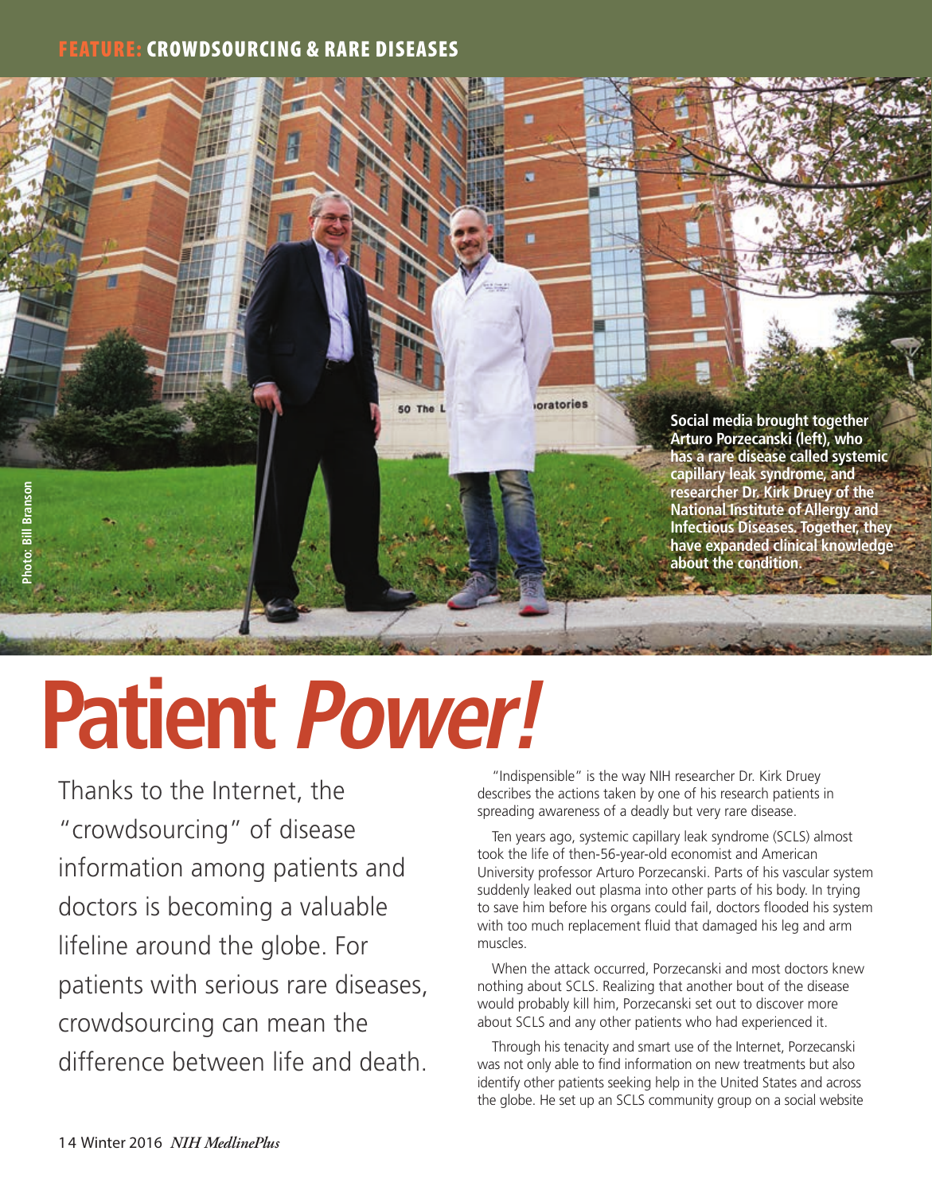FEATURE: CROWDSOURCING & RARE DISEASES

Social media brought together Arturo Porzecanski (left), who has a rare disease called systemic capillary leak syndrome, and researcher Dr. Kirk Druey of the National Institute of Allergy and Infectious Diseases. Together, they have expanded clinical knowledge about the condition.

Photo: Bill Branson

# Patient *Power!*

Thanks to the Internet, the "crowdsourcing" of disease information among patients and doctors is becoming a valuable lifeline around the globe. For patients with serious rare diseases, crowdsourcing can mean the difference between life and death.

"Indispensible" is the way NIH researcher Dr. Kirk Druey describes the actions taken by one of his research patients in spreading awareness of a deadly but very rare disease.

Ten years ago, systemic capillary leak syndrome (SCLS) almost took the life of then-56-year-old economist and American University professor Arturo Porzecanski. Parts of his vascular system suddenly leaked out plasma into other parts of his body. In trying to save him before his organs could fail, doctors flooded his system with too much replacement fluid that damaged his leg and arm muscles.

When the attack occurred, Porzecanski and most doctors knew nothing about SCLS. Realizing that another bout of the disease would probably kill him, Porzecanski set out to discover more about SCLS and any other patients who had experienced it.

Through his tenacity and smart use of the Internet, Porzecanski was not only able to find information on new treatments but also identify other patients seeking help in the United States and across the globe. He set up an SCLS community group on a social website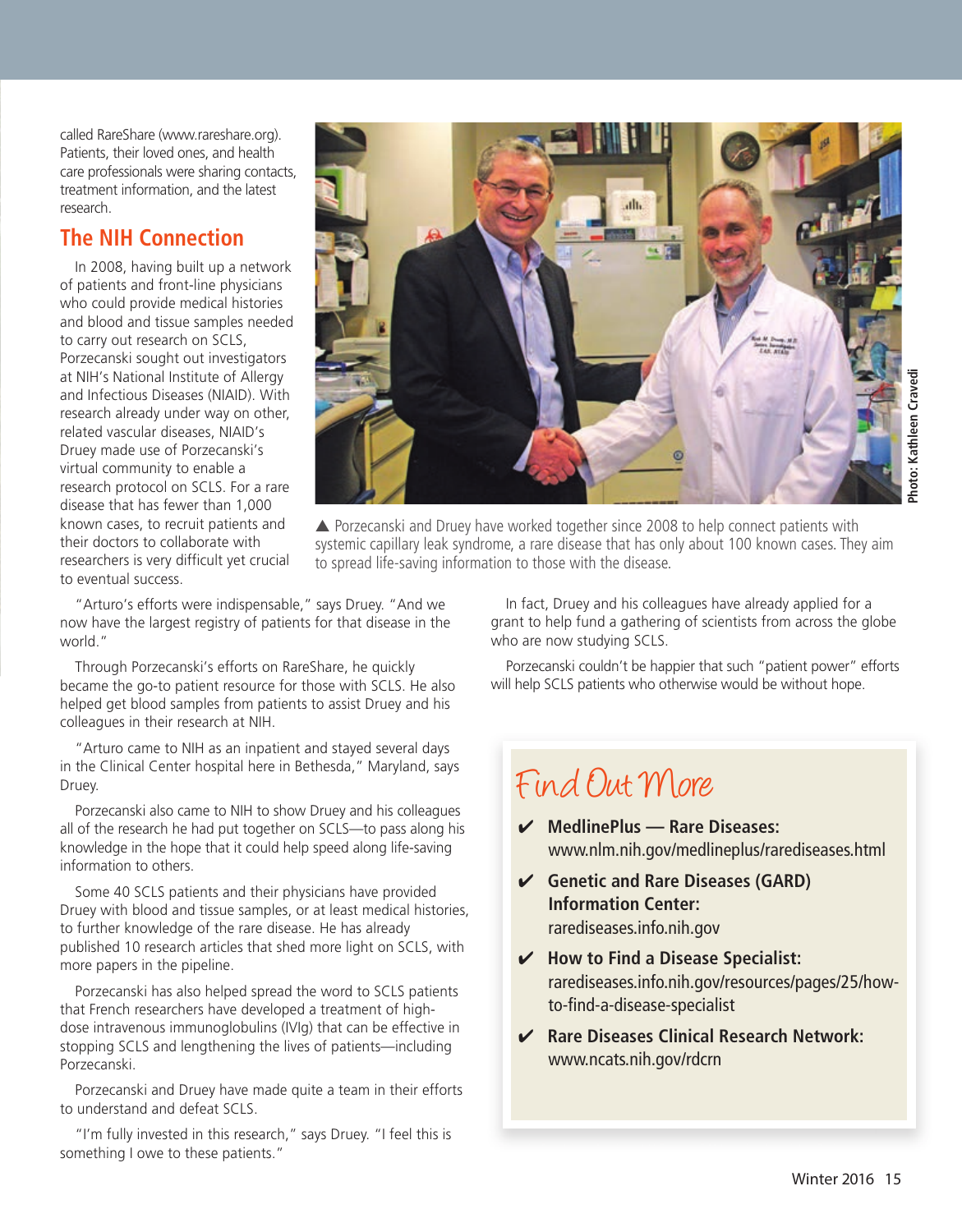called RareShare (www.rareshare.org). Patients, their loved ones, and health care professionals were sharing contacts, treatment information, and the latest research.

## The NIH Connection

In 2008, having built up a network of patients and front-line physicians who could provide medical histories and blood and tissue samples needed to carry out research on SCLS, Porzecanski sought out investigators at NIH's National Institute of Allergy and Infectious Diseases (NIAID). With research already under way on other, related vascular diseases, NIAID's Druey made use of Porzecanski's virtual community to enable a research protocol on SCLS. For a rare disease that has fewer than 1,000 known cases, to recruit patients and their doctors to collaborate with researchers is very difficult yet crucial to eventual success.

Photo: Kathleen Cravedi

▲ Porzecanski and Druey have worked together since 2008 to help connect patients with systemic capillary leak syndrome, a rare disease that has only about 100 known cases. They aim to spread life-saving information to those with the disease.

"Arturo's efforts were indispensable," says Druey. "And we now have the largest registry of patients for that disease in the world."

Through Porzecanski's efforts on RareShare, he quickly became the go-to patient resource for those with SCLS. He also helped get blood samples from patients to assist Druey and his colleagues in their research at NIH.

"Arturo came to NIH as an inpatient and stayed several days in the Clinical Center hospital here in Bethesda," Maryland, says Druey.

Porzecanski also came to NIH to show Druey and his colleagues all of the research he had put together on SCLS—to pass along his knowledge in the hope that it could help speed along life-saving information to others.

Some 40 SCLS patients and their physicians have provided Druey with blood and tissue samples, or at least medical histories, to further knowledge of the rare disease. He has already published 10 research articles that shed more light on SCLS, with more papers in the pipeline.

Porzecanski has also helped spread the word to SCLS patients that French researchers have developed a treatment of high-dose intravenous immunoglobulins (IVIg) that can be effective in stopping SCLS and lengthening the lives of patients—including Porzecanski.

Porzecanski and Druey have made quite a team in their efforts to understand and defeat SCLS.

"I'm fully invested in this research," says Druey. "I feel this is something I owe to these patients."

In fact, Druey and his colleagues have already applied for a grant to help fund a gathering of scientists from across the globe who are now studying SCLS.

Porzecanski couldn't be happier that such "patient power" efforts will help SCLS patients who otherwise would be without hope.

## Find Out More

- ✔ **MedlinePlus — Rare Diseases:** www.nlm.nih.gov/medlineplus/rarediseases.html
- ✔ **Genetic and Rare Diseases (GARD) Information Center:** rarediseases.info.nih.gov
- ✔ **How to Find a Disease Specialist:** rarediseases.info.nih.gov/resources/pages/25/how-to-find-a-disease-specialist
- ✔ **Rare Diseases Clinical Research Network:** www.ncats.nih.gov/rdcrn